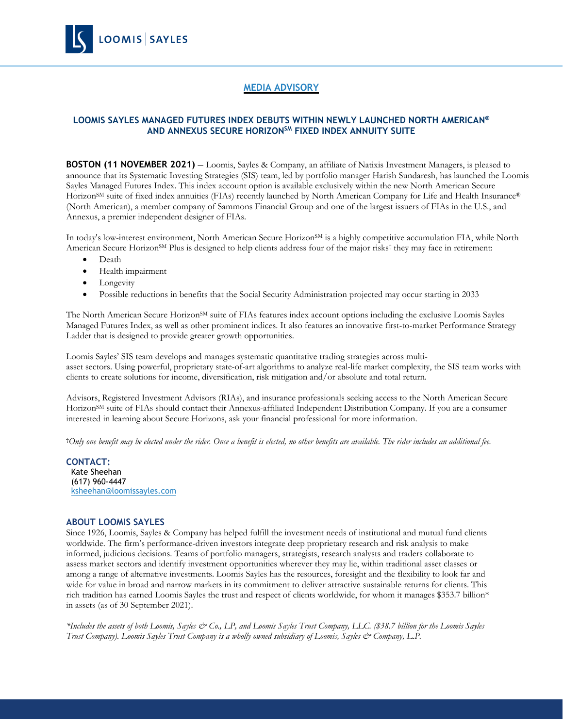**MEDIA ADVISORY**

## LOOMIS SAYLES MANAGED FUTURES INDEX DEBUTS WITHIN NEWLY LAUNCHED NORTH AMERICAN® AND ANNEXUS SECURE HORIZON℠ FIXED INDEX ANNUITY SUITE

**BOSTON (11 NOVEMBER 2021)** – Loomis, Sayles & Company, an affiliate of Natixis Investment Managers, is pleased to announce that its Systematic Investing Strategies (SIS) team, led by portfolio manager Harish Sundaresh, has launched the Loomis Sayles Managed Futures Index. This index account option is available exclusively within the new North American Secure Horizon℠ suite of fixed index annuities (FIAs) recently launched by North American Company for Life and Health Insurance® (North American), a member company of Sammons Financial Group and one of the largest issuers of FIAs in the U.S., and Annexus, a premier independent designer of FIAs.

In today's low-interest environment, North American Secure Horizon℠ is a highly competitive accumulation FIA, while North American Secure Horizon℠ Plus is designed to help clients address four of the major risks† they may face in retirement:

- Death
- Health impairment
- Longevity
- Possible reductions in benefits that the Social Security Administration projected may occur starting in 2033

The North American Secure Horizon℠ suite of FIAs features index account options including the exclusive Loomis Sayles Managed Futures Index, as well as other prominent indices. It also features an innovative first-to-market Performance Strategy Ladder that is designed to provide greater growth opportunities.

Loomis Sayles' SIS team develops and manages systematic quantitative trading strategies across multi-asset sectors. Using powerful, proprietary state-of-art algorithms to analyze real-life market complexity, the SIS team works with clients to create solutions for income, diversification, risk mitigation and/or absolute and total return.

Advisors, Registered Investment Advisors (RIAs), and insurance professionals seeking access to the North American Secure Horizon℠ suite of FIAs should contact their Annexus-affiliated Independent Distribution Company. If you are a consumer interested in learning about Secure Horizons, ask your financial professional for more information.

†*Only one benefit may be elected under the rider. Once a benefit is elected, no other benefits are available. The rider includes an additional fee.*

**CONTACT:**
Kate Sheehan
(617) 960-4447
ksheehan@loomissayles.com

### ABOUT LOOMIS SAYLES

Since 1926, Loomis, Sayles & Company has helped fulfill the investment needs of institutional and mutual fund clients worldwide. The firm's performance-driven investors integrate deep proprietary research and risk analysis to make informed, judicious decisions. Teams of portfolio managers, strategists, research analysts and traders collaborate to assess market sectors and identify investment opportunities wherever they may lie, within traditional asset classes or among a range of alternative investments. Loomis Sayles has the resources, foresight and the flexibility to look far and wide for value in broad and narrow markets in its commitment to deliver attractive sustainable returns for clients. This rich tradition has earned Loomis Sayles the trust and respect of clients worldwide, for whom it manages $353.7 billion* in assets (as of 30 September 2021).

*\*Includes the assets of both Loomis, Sayles & Co., LP, and Loomis Sayles Trust Company, LLC. ($38.7 billion for the Loomis Sayles Trust Company). Loomis Sayles Trust Company is a wholly owned subsidiary of Loomis, Sayles & Company, L.P.*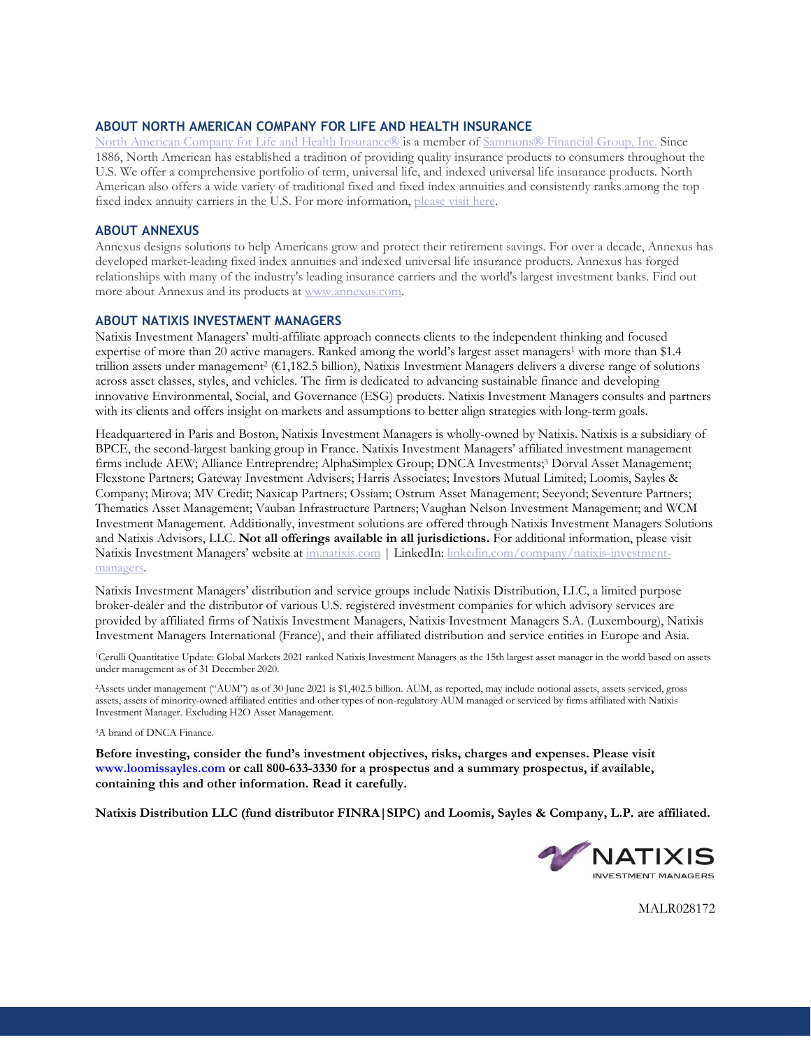## ABOUT NORTH AMERICAN COMPANY FOR LIFE AND HEALTH INSURANCE

North American Company for Life and Health Insurance® is a member of Sammons® Financial Group, Inc. Since 1886, North American has established a tradition of providing quality insurance products to consumers throughout the U.S. We offer a comprehensive portfolio of term, universal life, and indexed universal life insurance products. North American also offers a wide variety of traditional fixed and fixed index annuities and consistently ranks among the top fixed index annuity carriers in the U.S. For more information, please visit here.

## ABOUT ANNEXUS

Annexus designs solutions to help Americans grow and protect their retirement savings. For over a decade, Annexus has developed market-leading fixed index annuities and indexed universal life insurance products. Annexus has forged relationships with many of the industry's leading insurance carriers and the world's largest investment banks. Find out more about Annexus and its products at www.annexus.com.

## ABOUT NATIXIS INVESTMENT MANAGERS

Natixis Investment Managers' multi-affiliate approach connects clients to the independent thinking and focused expertise of more than 20 active managers. Ranked among the world's largest asset managers[1] with more than $1.4 trillion assets under management[2] (€1,182.5 billion), Natixis Investment Managers delivers a diverse range of solutions across asset classes, styles, and vehicles. The firm is dedicated to advancing sustainable finance and developing innovative Environmental, Social, and Governance (ESG) products. Natixis Investment Managers consults and partners with its clients and offers insight on markets and assumptions to better align strategies with long-term goals.

Headquartered in Paris and Boston, Natixis Investment Managers is wholly-owned by Natixis. Natixis is a subsidiary of BPCE, the second-largest banking group in France. Natixis Investment Managers' affiliated investment management firms include AEW; Alliance Entreprendre; AlphaSimplex Group; DNCA Investments;[3] Dorval Asset Management; Flexstone Partners; Gateway Investment Advisers; Harris Associates; Investors Mutual Limited; Loomis, Sayles & Company; Mirova; MV Credit; Naxicap Partners; Ossiam; Ostrum Asset Management; Seeyond; Seventure Partners; Thematics Asset Management; Vauban Infrastructure Partners; Vaughan Nelson Investment Management; and WCM Investment Management. Additionally, investment solutions are offered through Natixis Investment Managers Solutions and Natixis Advisors, LLC. **Not all offerings available in all jurisdictions.** For additional information, please visit Natixis Investment Managers' website at im.natixis.com | LinkedIn: linkedin.com/company/natixis-investment-managers.

Natixis Investment Managers' distribution and service groups include Natixis Distribution, LLC, a limited purpose broker-dealer and the distributor of various U.S. registered investment companies for which advisory services are provided by affiliated firms of Natixis Investment Managers, Natixis Investment Managers S.A. (Luxembourg), Natixis Investment Managers International (France), and their affiliated distribution and service entities in Europe and Asia.

[1]Cerulli Quantitative Update: Global Markets 2021 ranked Natixis Investment Managers as the 15th largest asset manager in the world based on assets under management as of 31 December 2020.

[2]Assets under management ("AUM") as of 30 June 2021 is $1,402.5 billion. AUM, as reported, may include notional assets, assets serviced, gross assets, assets of minority-owned affiliated entities and other types of non-regulatory AUM managed or serviced by firms affiliated with Natixis Investment Manager. Excluding H2O Asset Management.

[3]A brand of DNCA Finance.

**Before investing, consider the fund's investment objectives, risks, charges and expenses. Please visit www.loomissayles.com or call 800-633-3330 for a prospectus and a summary prospectus, if available, containing this and other information. Read it carefully.**

**Natixis Distribution LLC (fund distributor FINRA|SIPC) and Loomis, Sayles & Company, L.P. are affiliated.**

NATIXIS INVESTMENT MANAGERS

MALR028172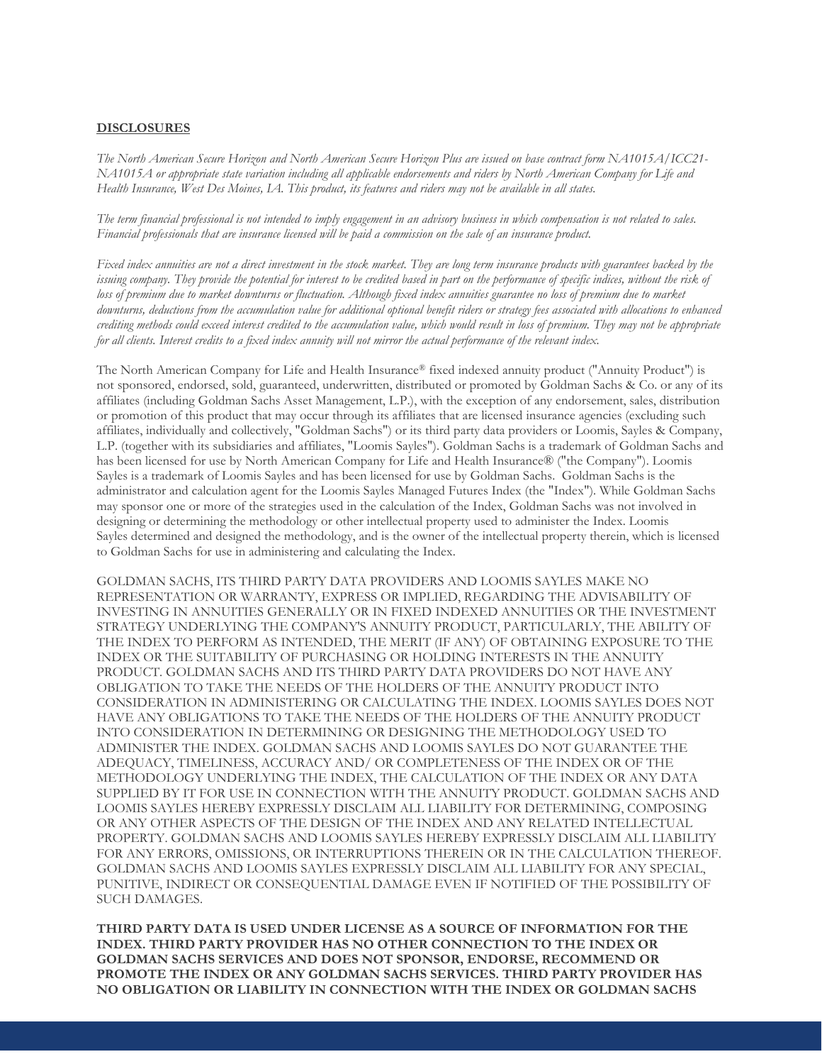**DISCLOSURES**

*The North American Secure Horizon and North American Secure Horizon Plus are issued on base contract form NA1015A/ICC21-NA1015A or appropriate state variation including all applicable endorsements and riders by North American Company for Life and Health Insurance, West Des Moines, IA. This product, its features and riders may not be available in all states.*

*The term financial professional is not intended to imply engagement in an advisory business in which compensation is not related to sales. Financial professionals that are insurance licensed will be paid a commission on the sale of an insurance product.*

*Fixed index annuities are not a direct investment in the stock market. They are long term insurance products with guarantees backed by the issuing company. They provide the potential for interest to be credited based in part on the performance of specific indices, without the risk of loss of premium due to market downturns or fluctuation. Although fixed index annuities guarantee no loss of premium due to market downturns, deductions from the accumulation value for additional optional benefit riders or strategy fees associated with allocations to enhanced crediting methods could exceed interest credited to the accumulation value, which would result in loss of premium. They may not be appropriate for all clients. Interest credits to a fixed index annuity will not mirror the actual performance of the relevant index.*

The North American Company for Life and Health Insurance® fixed indexed annuity product ("Annuity Product") is not sponsored, endorsed, sold, guaranteed, underwritten, distributed or promoted by Goldman Sachs & Co. or any of its affiliates (including Goldman Sachs Asset Management, L.P.), with the exception of any endorsement, sales, distribution or promotion of this product that may occur through its affiliates that are licensed insurance agencies (excluding such affiliates, individually and collectively, "Goldman Sachs") or its third party data providers or Loomis, Sayles & Company, L.P. (together with its subsidiaries and affiliates, "Loomis Sayles"). Goldman Sachs is a trademark of Goldman Sachs and has been licensed for use by North American Company for Life and Health Insurance® ("the Company"). Loomis Sayles is a trademark of Loomis Sayles and has been licensed for use by Goldman Sachs. Goldman Sachs is the administrator and calculation agent for the Loomis Sayles Managed Futures Index (the "Index"). While Goldman Sachs may sponsor one or more of the strategies used in the calculation of the Index, Goldman Sachs was not involved in designing or determining the methodology or other intellectual property used to administer the Index. Loomis Sayles determined and designed the methodology, and is the owner of the intellectual property therein, which is licensed to Goldman Sachs for use in administering and calculating the Index.

GOLDMAN SACHS, ITS THIRD PARTY DATA PROVIDERS AND LOOMIS SAYLES MAKE NO REPRESENTATION OR WARRANTY, EXPRESS OR IMPLIED, REGARDING THE ADVISABILITY OF INVESTING IN ANNUITIES GENERALLY OR IN FIXED INDEXED ANNUITIES OR THE INVESTMENT STRATEGY UNDERLYING THE COMPANY'S ANNUITY PRODUCT, PARTICULARLY, THE ABILITY OF THE INDEX TO PERFORM AS INTENDED, THE MERIT (IF ANY) OF OBTAINING EXPOSURE TO THE INDEX OR THE SUITABILITY OF PURCHASING OR HOLDING INTERESTS IN THE ANNUITY PRODUCT. GOLDMAN SACHS AND ITS THIRD PARTY DATA PROVIDERS DO NOT HAVE ANY OBLIGATION TO TAKE THE NEEDS OF THE HOLDERS OF THE ANNUITY PRODUCT INTO CONSIDERATION IN ADMINISTERING OR CALCULATING THE INDEX. LOOMIS SAYLES DOES NOT HAVE ANY OBLIGATIONS TO TAKE THE NEEDS OF THE HOLDERS OF THE ANNUITY PRODUCT INTO CONSIDERATION IN DETERMINING OR DESIGNING THE METHODOLOGY USED TO ADMINISTER THE INDEX. GOLDMAN SACHS AND LOOMIS SAYLES DO NOT GUARANTEE THE ADEQUACY, TIMELINESS, ACCURACY AND/ OR COMPLETENESS OF THE INDEX OR OF THE METHODOLOGY UNDERLYING THE INDEX, THE CALCULATION OF THE INDEX OR ANY DATA SUPPLIED BY IT FOR USE IN CONNECTION WITH THE ANNUITY PRODUCT. GOLDMAN SACHS AND LOOMIS SAYLES HEREBY EXPRESSLY DISCLAIM ALL LIABILITY FOR DETERMINING, COMPOSING OR ANY OTHER ASPECTS OF THE DESIGN OF THE INDEX AND ANY RELATED INTELLECTUAL PROPERTY. GOLDMAN SACHS AND LOOMIS SAYLES HEREBY EXPRESSLY DISCLAIM ALL LIABILITY FOR ANY ERRORS, OMISSIONS, OR INTERRUPTIONS THEREIN OR IN THE CALCULATION THEREOF. GOLDMAN SACHS AND LOOMIS SAYLES EXPRESSLY DISCLAIM ALL LIABILITY FOR ANY SPECIAL, PUNITIVE, INDIRECT OR CONSEQUENTIAL DAMAGE EVEN IF NOTIFIED OF THE POSSIBILITY OF SUCH DAMAGES.

**THIRD PARTY DATA IS USED UNDER LICENSE AS A SOURCE OF INFORMATION FOR THE INDEX. THIRD PARTY PROVIDER HAS NO OTHER CONNECTION TO THE INDEX OR GOLDMAN SACHS SERVICES AND DOES NOT SPONSOR, ENDORSE, RECOMMEND OR PROMOTE THE INDEX OR ANY GOLDMAN SACHS SERVICES. THIRD PARTY PROVIDER HAS NO OBLIGATION OR LIABILITY IN CONNECTION WITH THE INDEX OR GOLDMAN SACHS**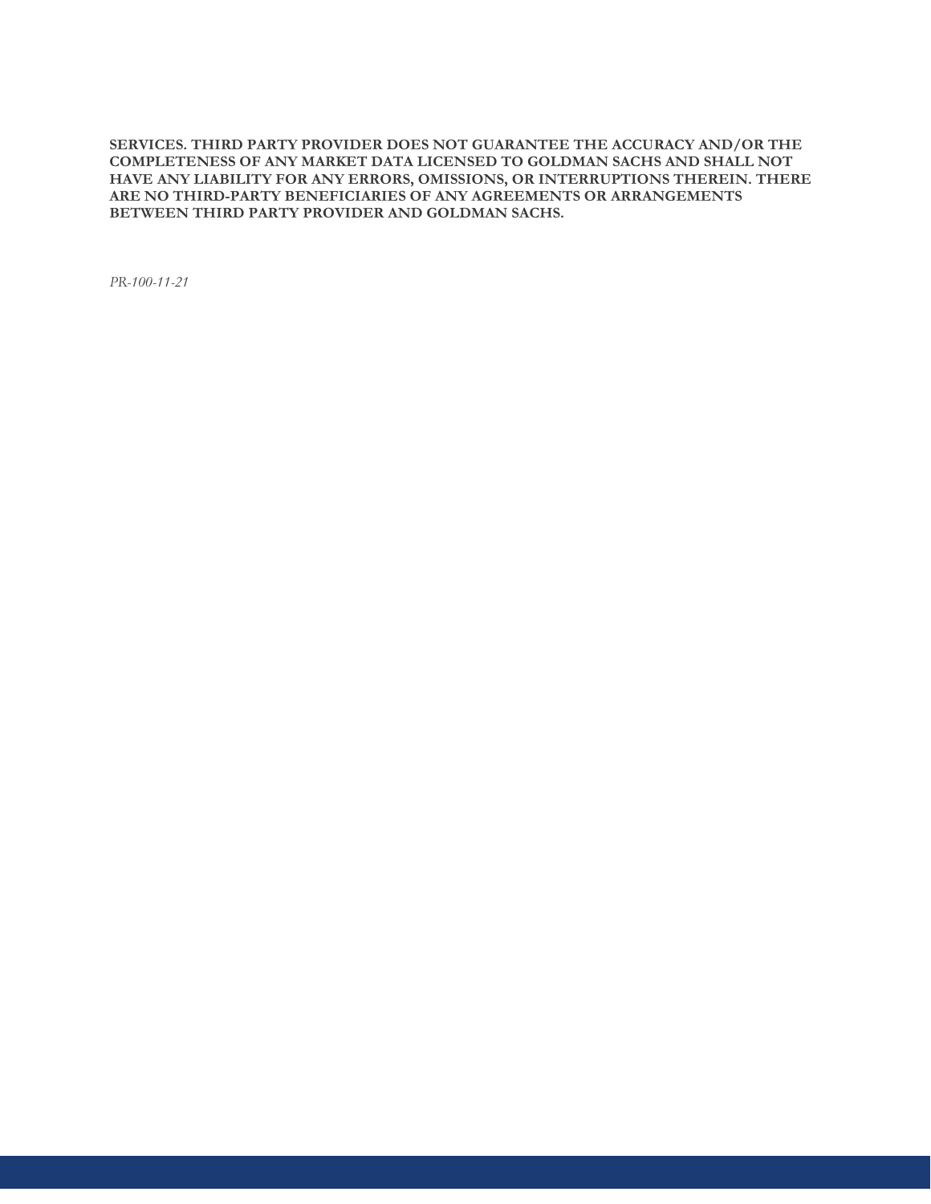**SERVICES. THIRD PARTY PROVIDER DOES NOT GUARANTEE THE ACCURACY AND/OR THE COMPLETENESS OF ANY MARKET DATA LICENSED TO GOLDMAN SACHS AND SHALL NOT HAVE ANY LIABILITY FOR ANY ERRORS, OMISSIONS, OR INTERRUPTIONS THEREIN. THERE ARE NO THIRD-PARTY BENEFICIARIES OF ANY AGREEMENTS OR ARRANGEMENTS BETWEEN THIRD PARTY PROVIDER AND GOLDMAN SACHS.**

*PR-100-11-21*